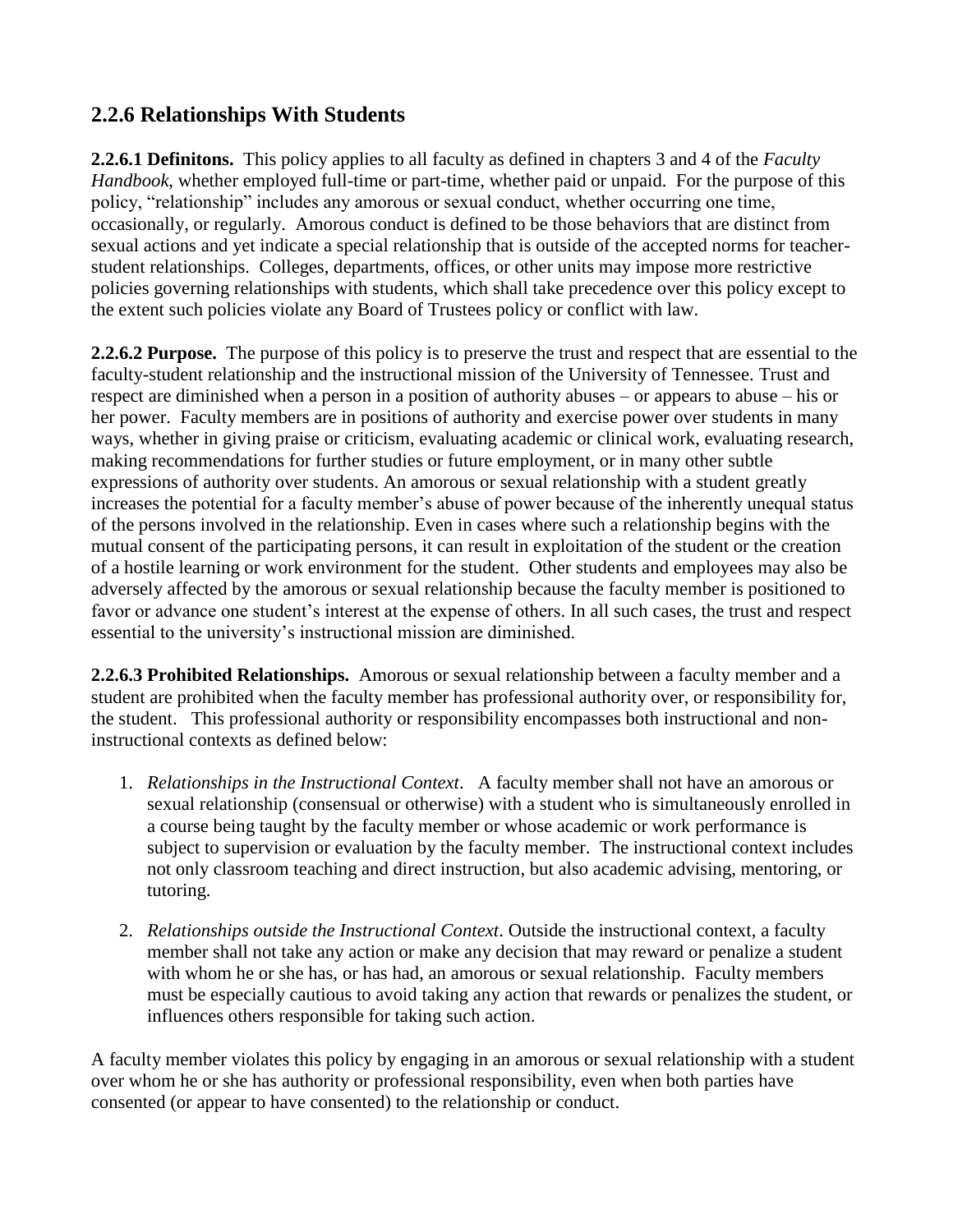## 2.2.6 Relationships With Students

**2.2.6.1 Definitons.** This policy applies to all faculty as defined in chapters 3 and 4 of the *Faculty Handbook*, whether employed full-time or part-time, whether paid or unpaid. For the purpose of this policy, "relationship" includes any amorous or sexual conduct, whether occurring one time, occasionally, or regularly. Amorous conduct is defined to be those behaviors that are distinct from sexual actions and yet indicate a special relationship that is outside of the accepted norms for teacher-student relationships. Colleges, departments, offices, or other units may impose more restrictive policies governing relationships with students, which shall take precedence over this policy except to the extent such policies violate any Board of Trustees policy or conflict with law.

**2.2.6.2 Purpose.** The purpose of this policy is to preserve the trust and respect that are essential to the faculty-student relationship and the instructional mission of the University of Tennessee. Trust and respect are diminished when a person in a position of authority abuses – or appears to abuse – his or her power. Faculty members are in positions of authority and exercise power over students in many ways, whether in giving praise or criticism, evaluating academic or clinical work, evaluating research, making recommendations for further studies or future employment, or in many other subtle expressions of authority over students. An amorous or sexual relationship with a student greatly increases the potential for a faculty member's abuse of power because of the inherently unequal status of the persons involved in the relationship. Even in cases where such a relationship begins with the mutual consent of the participating persons, it can result in exploitation of the student or the creation of a hostile learning or work environment for the student. Other students and employees may also be adversely affected by the amorous or sexual relationship because the faculty member is positioned to favor or advance one student's interest at the expense of others. In all such cases, the trust and respect essential to the university's instructional mission are diminished.

**2.2.6.3 Prohibited Relationships.** Amorous or sexual relationship between a faculty member and a student are prohibited when the faculty member has professional authority over, or responsibility for, the student. This professional authority or responsibility encompasses both instructional and non-instructional contexts as defined below:

1. *Relationships in the Instructional Context*. A faculty member shall not have an amorous or sexual relationship (consensual or otherwise) with a student who is simultaneously enrolled in a course being taught by the faculty member or whose academic or work performance is subject to supervision or evaluation by the faculty member. The instructional context includes not only classroom teaching and direct instruction, but also academic advising, mentoring, or tutoring.

2. *Relationships outside the Instructional Context*. Outside the instructional context, a faculty member shall not take any action or make any decision that may reward or penalize a student with whom he or she has, or has had, an amorous or sexual relationship. Faculty members must be especially cautious to avoid taking any action that rewards or penalizes the student, or influences others responsible for taking such action.

A faculty member violates this policy by engaging in an amorous or sexual relationship with a student over whom he or she has authority or professional responsibility, even when both parties have consented (or appear to have consented) to the relationship or conduct.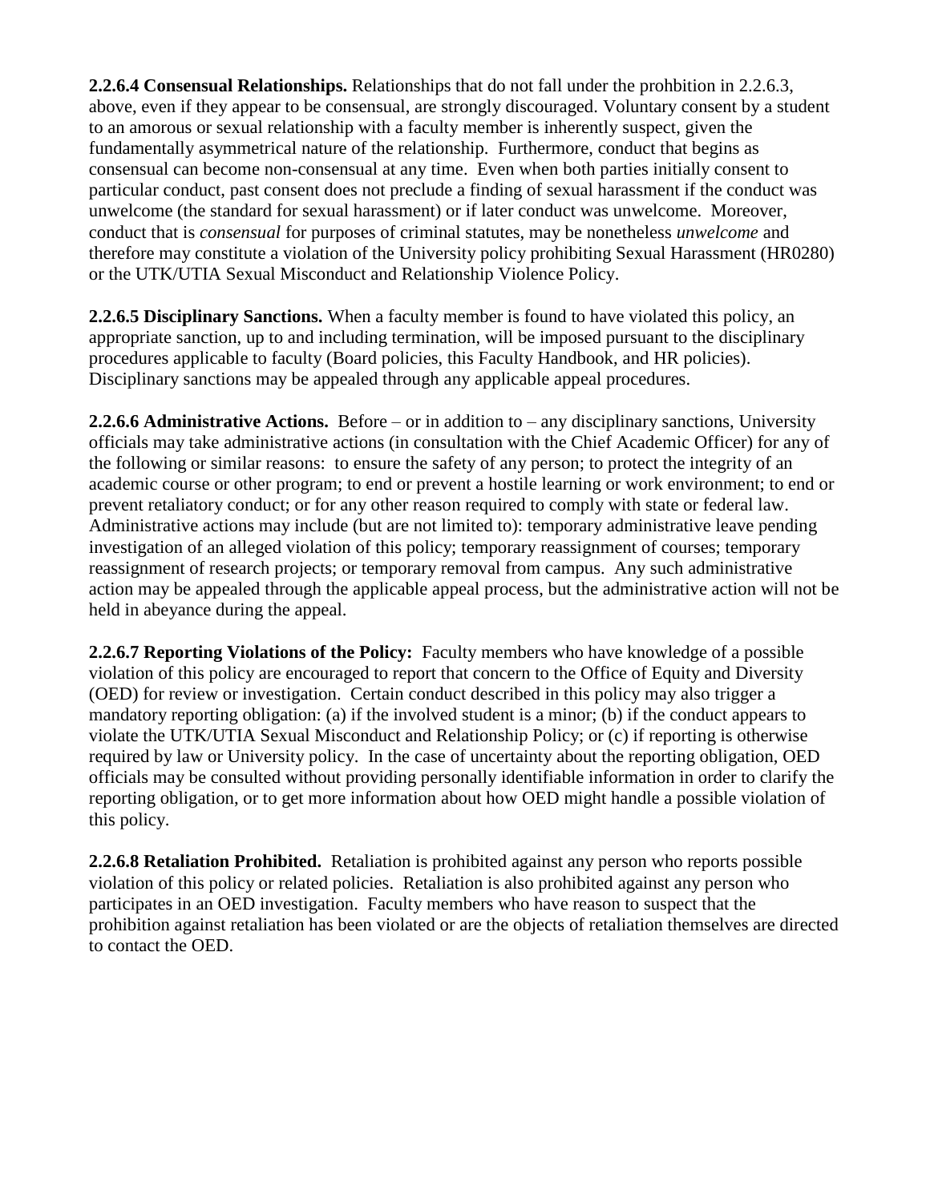**2.2.6.4 Consensual Relationships.** Relationships that do not fall under the prohbition in 2.2.6.3, above, even if they appear to be consensual, are strongly discouraged. Voluntary consent by a student to an amorous or sexual relationship with a faculty member is inherently suspect, given the fundamentally asymmetrical nature of the relationship. Furthermore, conduct that begins as consensual can become non-consensual at any time. Even when both parties initially consent to particular conduct, past consent does not preclude a finding of sexual harassment if the conduct was unwelcome (the standard for sexual harassment) or if later conduct was unwelcome. Moreover, conduct that is *consensual* for purposes of criminal statutes, may be nonetheless *unwelcome* and therefore may constitute a violation of the University policy prohibiting Sexual Harassment (HR0280) or the UTK/UTIA Sexual Misconduct and Relationship Violence Policy.

**2.2.6.5 Disciplinary Sanctions.** When a faculty member is found to have violated this policy, an appropriate sanction, up to and including termination, will be imposed pursuant to the disciplinary procedures applicable to faculty (Board policies, this Faculty Handbook, and HR policies). Disciplinary sanctions may be appealed through any applicable appeal procedures.

**2.2.6.6 Administrative Actions.** Before – or in addition to – any disciplinary sanctions, University officials may take administrative actions (in consultation with the Chief Academic Officer) for any of the following or similar reasons: to ensure the safety of any person; to protect the integrity of an academic course or other program; to end or prevent a hostile learning or work environment; to end or prevent retaliatory conduct; or for any other reason required to comply with state or federal law. Administrative actions may include (but are not limited to): temporary administrative leave pending investigation of an alleged violation of this policy; temporary reassignment of courses; temporary reassignment of research projects; or temporary removal from campus. Any such administrative action may be appealed through the applicable appeal process, but the administrative action will not be held in abeyance during the appeal.

**2.2.6.7 Reporting Violations of the Policy:** Faculty members who have knowledge of a possible violation of this policy are encouraged to report that concern to the Office of Equity and Diversity (OED) for review or investigation. Certain conduct described in this policy may also trigger a mandatory reporting obligation: (a) if the involved student is a minor; (b) if the conduct appears to violate the UTK/UTIA Sexual Misconduct and Relationship Policy; or (c) if reporting is otherwise required by law or University policy. In the case of uncertainty about the reporting obligation, OED officials may be consulted without providing personally identifiable information in order to clarify the reporting obligation, or to get more information about how OED might handle a possible violation of this policy.

**2.2.6.8 Retaliation Prohibited.** Retaliation is prohibited against any person who reports possible violation of this policy or related policies. Retaliation is also prohibited against any person who participates in an OED investigation. Faculty members who have reason to suspect that the prohibition against retaliation has been violated or are the objects of retaliation themselves are directed to contact the OED.